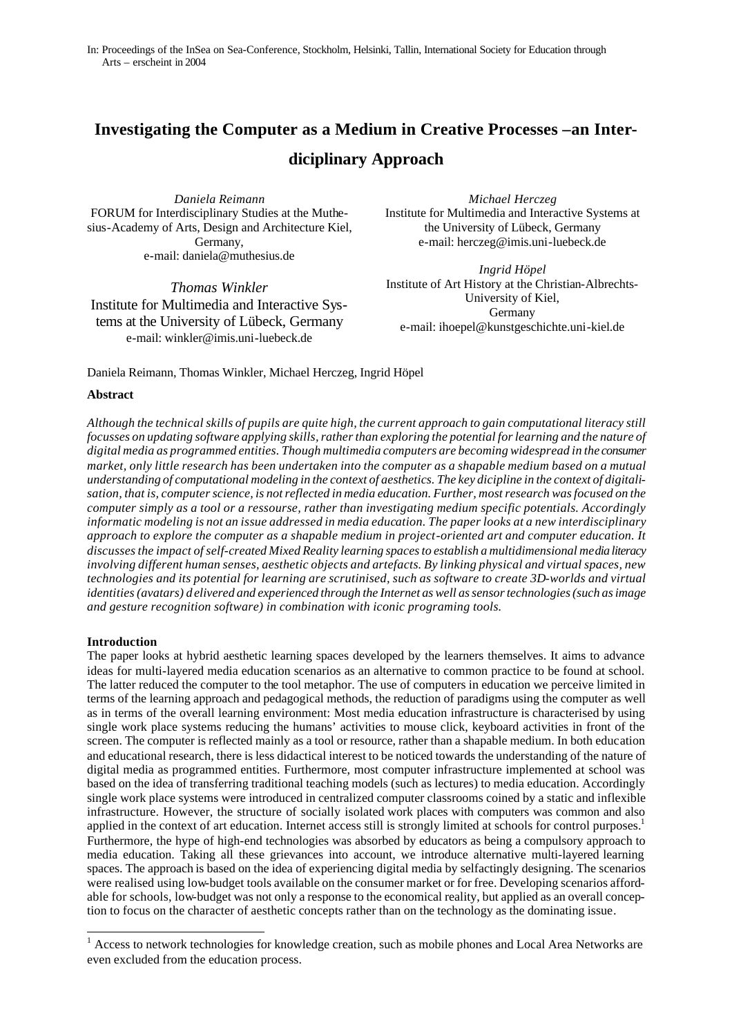In: Proceedings of the InSea on Sea-Conference, Stockholm, Helsinki, Tallin, International Society for Education through Arts – erscheint in 2004

# Investigating the Computer as a Medium in Creative Processes –an Interdiciplinary Approach

*Daniela Reimann*
FORUM for Interdisciplinary Studies at the Muthesius-Academy of Arts, Design and Architecture Kiel, Germany,
e-mail: daniela@muthesius.de

*Michael Herczeg*
Institute for Multimedia and Interactive Systems at the University of Lübeck, Germany
e-mail: herczeg@imis.uni-luebeck.de

*Ingrid Höpel*
Institute of Art History at the Christian-Albrechts-University of Kiel,
Germany
e-mail: ihoepel@kunstgeschichte.uni-kiel.de

*Thomas Winkler*
Institute for Multimedia and Interactive Systems at the University of Lübeck, Germany
e-mail: winkler@imis.uni-luebeck.de

Daniela Reimann, Thomas Winkler, Michael Herczeg, Ingrid Höpel

**Abstract**

*Although the technical skills of pupils are quite high, the current approach to gain computational literacy still focusses on updating software applying skills, rather than exploring the potential for learning and the nature of digital media as programmed entities. Though multimedia computers are becoming widespread in the consumer market, only little research has been undertaken into the computer as a shapable medium based on a mutual understanding of computational modeling in the context of aesthetics. The key dicipline in the context of digitalisation, that is, computer science, is not reflected in media education. Further, most research was focused on the computer simply as a tool or a ressourse, rather than investigating medium specific potentials. Accordingly informatic modeling is not an issue addressed in media education. The paper looks at a new interdisciplinary approach to explore the computer as a shapable medium in project-oriented art and computer education. It discusses the impact of self-created Mixed Reality learning spaces to establish a multidimensional media literacy involving different human senses, aesthetic objects and artefacts. By linking physical and virtual spaces, new technologies and its potential for learning are scrutinised, such as software to create 3D-worlds and virtual identities (avatars) delivered and experienced through the Internet as well as sensor technologies (such as image and gesture recognition software) in combination with iconic programing tools.*

**Introduction**

The paper looks at hybrid aesthetic learning spaces developed by the learners themselves. It aims to advance ideas for multi-layered media education scenarios as an alternative to common practice to be found at school. The latter reduced the computer to the tool metaphor. The use of computers in education we perceive limited in terms of the learning approach and pedagogical methods, the reduction of paradigms using the computer as well as in terms of the overall learning environment: Most media education infrastructure is characterised by using single work place systems reducing the humans' activities to mouse click, keyboard activities in front of the screen. The computer is reflected mainly as a tool or resource, rather than a shapable medium. In both education and educational research, there is less didactical interest to be noticed towards the understanding of the nature of digital media as programmed entities. Furthermore, most computer infrastructure implemented at school was based on the idea of transferring traditional teaching models (such as lectures) to media education. Accordingly single work place systems were introduced in centralized computer classrooms coined by a static and inflexible infrastructure. However, the structure of socially isolated work places with computers was common and also applied in the context of art education. Internet access still is strongly limited at schools for control purposes.[1] Furthermore, the hype of high-end technologies was absorbed by educators as being a compulsory approach to media education. Taking all these grievances into account, we introduce alternative multi-layered learning spaces. The approach is based on the idea of experiencing digital media by selfactingly designing. The scenarios were realised using low-budget tools available on the consumer market or for free. Developing scenarios affordable for schools, low-budget was not only a response to the economical reality, but applied as an overall conception to focus on the character of aesthetic concepts rather than on the technology as the dominating issue.

[1] Access to network technologies for knowledge creation, such as mobile phones and Local Area Networks are even excluded from the education process.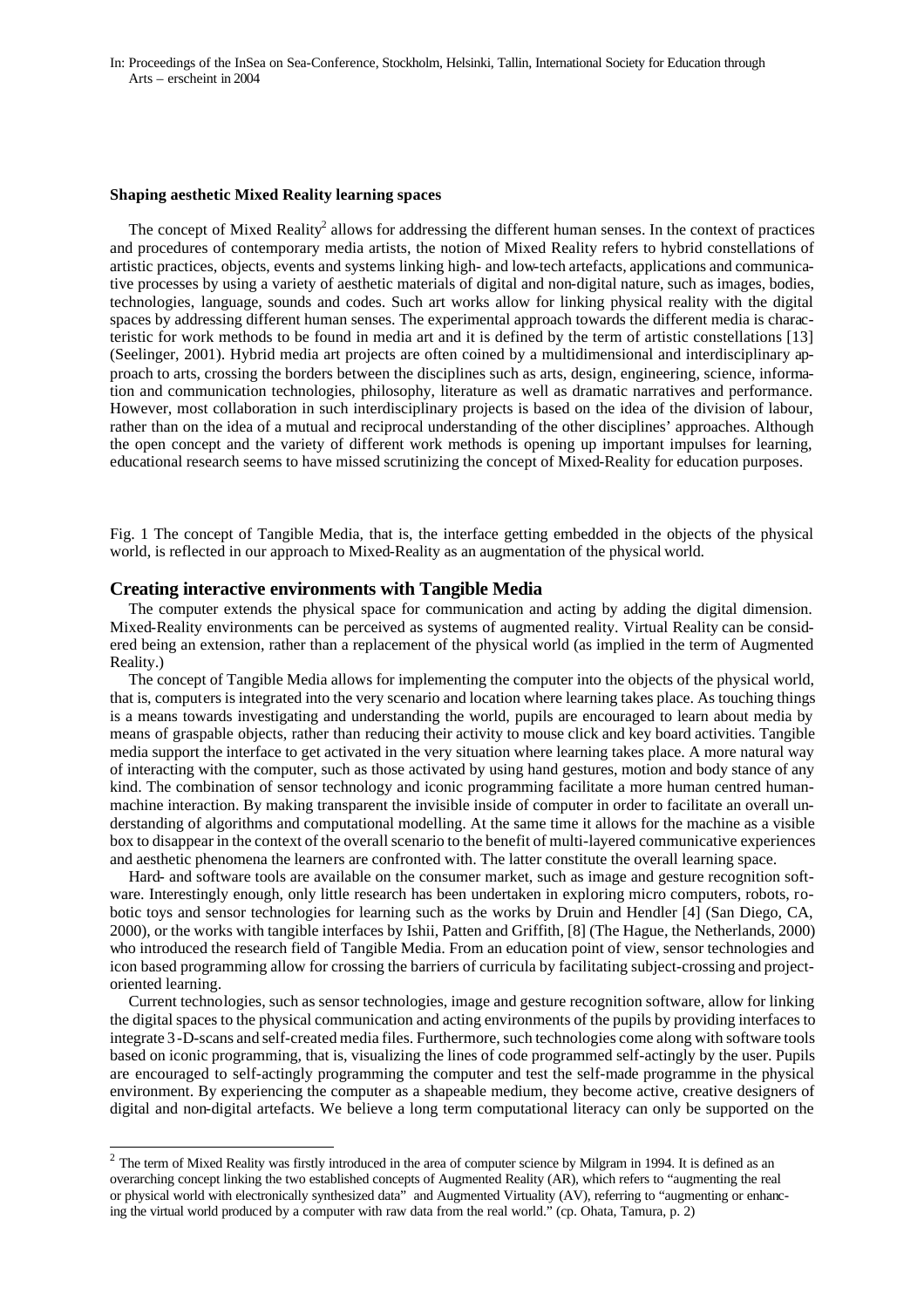### Shaping aesthetic Mixed Reality learning spaces

The concept of Mixed Reality[2] allows for addressing the different human senses. In the context of practices and procedures of contemporary media artists, the notion of Mixed Reality refers to hybrid constellations of artistic practices, objects, events and systems linking high- and low-tech artefacts, applications and communicative processes by using a variety of aesthetic materials of digital and non-digital nature, such as images, bodies, technologies, language, sounds and codes. Such art works allow for linking physical reality with the digital spaces by addressing different human senses. The experimental approach towards the different media is characteristic for work methods to be found in media art and it is defined by the term of artistic constellations [13] (Seelinger, 2001). Hybrid media art projects are often coined by a multidimensional and interdisciplinary approach to arts, crossing the borders between the disciplines such as arts, design, engineering, science, information and communication technologies, philosophy, literature as well as dramatic narratives and performance. However, most collaboration in such interdisciplinary projects is based on the idea of the division of labour, rather than on the idea of a mutual and reciprocal understanding of the other disciplines' approaches. Although the open concept and the variety of different work methods is opening up important impulses for learning, educational research seems to have missed scrutinizing the concept of Mixed-Reality for education purposes.

Fig. 1 The concept of Tangible Media, that is, the interface getting embedded in the objects of the physical world, is reflected in our approach to Mixed-Reality as an augmentation of the physical world.

## Creating interactive environments with Tangible Media

The computer extends the physical space for communication and acting by adding the digital dimension. Mixed-Reality environments can be perceived as systems of augmented reality. Virtual Reality can be considered being an extension, rather than a replacement of the physical world (as implied in the term of Augmented Reality.)

The concept of Tangible Media allows for implementing the computer into the objects of the physical world, that is, computers is integrated into the very scenario and location where learning takes place. As touching things is a means towards investigating and understanding the world, pupils are encouraged to learn about media by means of graspable objects, rather than reducing their activity to mouse click and key board activities. Tangible media support the interface to get activated in the very situation where learning takes place. A more natural way of interacting with the computer, such as those activated by using hand gestures, motion and body stance of any kind. The combination of sensor technology and iconic programming facilitate a more human centred human-machine interaction. By making transparent the invisible inside of computer in order to facilitate an overall understanding of algorithms and computational modelling. At the same time it allows for the machine as a visible box to disappear in the context of the overall scenario to the benefit of multi-layered communicative experiences and aesthetic phenomena the learners are confronted with. The latter constitute the overall learning space.

Hard- and software tools are available on the consumer market, such as image and gesture recognition software. Interestingly enough, only little research has been undertaken in exploring micro computers, robots, robotic toys and sensor technologies for learning such as the works by Druin and Hendler [4] (San Diego, CA, 2000), or the works with tangible interfaces by Ishii, Patten and Griffith, [8] (The Hague, the Netherlands, 2000) who introduced the research field of Tangible Media. From an education point of view, sensor technologies and icon based programming allow for crossing the barriers of curricula by facilitating subject-crossing and project-oriented learning.

Current technologies, such as sensor technologies, image and gesture recognition software, allow for linking the digital spaces to the physical communication and acting environments of the pupils by providing interfaces to integrate 3-D-scans and self-created media files. Furthermore, such technologies come along with software tools based on iconic programming, that is, visualizing the lines of code programmed self-actingly by the user. Pupils are encouraged to self-actingly programming the computer and test the self-made programme in the physical environment. By experiencing the computer as a shapeable medium, they become active, creative designers of digital and non-digital artefacts. We believe a long term computational literacy can only be supported on the

---

[2] The term of Mixed Reality was firstly introduced in the area of computer science by Milgram in 1994. It is defined as an overarching concept linking the two established concepts of Augmented Reality (AR), which refers to "augmenting the real or physical world with electronically synthesized data" and Augmented Virtuality (AV), referring to "augmenting or enhancing the virtual world produced by a computer with raw data from the real world." (cp. Ohata, Tamura, p. 2)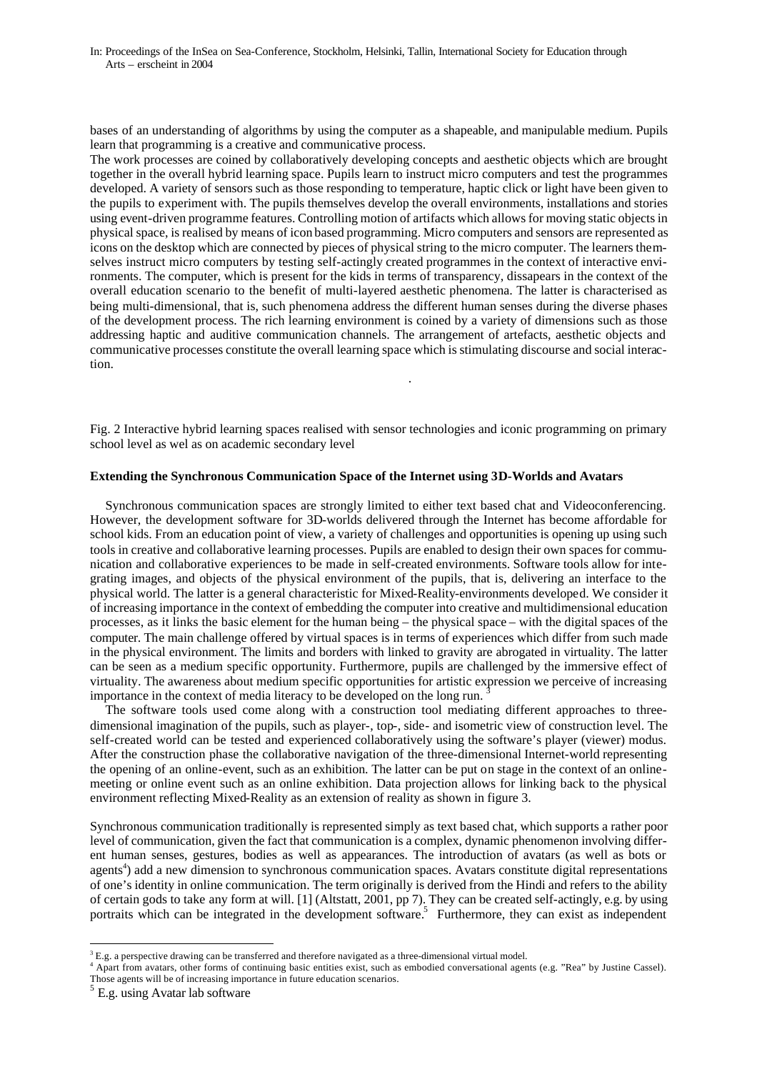bases of an understanding of algorithms by using the computer as a shapeable, and manipulable medium. Pupils learn that programming is a creative and communicative process.
The work processes are coined by collaboratively developing concepts and aesthetic objects which are brought together in the overall hybrid learning space. Pupils learn to instruct micro computers and test the programmes developed. A variety of sensors such as those responding to temperature, haptic click or light have been given to the pupils to experiment with. The pupils themselves develop the overall environments, installations and stories using event-driven programme features. Controlling motion of artifacts which allows for moving static objects in physical space, is realised by means of icon based programming. Micro computers and sensors are represented as icons on the desktop which are connected by pieces of physical string to the micro computer. The learners themselves instruct micro computers by testing self-actingly created programmes in the context of interactive environments. The computer, which is present for the kids in terms of transparency, dissapears in the context of the overall education scenario to the benefit of multi-layered aesthetic phenomena. The latter is characterised as being multi-dimensional, that is, such phenomena address the different human senses during the diverse phases of the development process. The rich learning environment is coined by a variety of dimensions such as those addressing haptic and auditive communication channels. The arrangement of artefacts, aesthetic objects and communicative processes constitute the overall learning space which is stimulating discourse and social interaction.

Fig. 2 Interactive hybrid learning spaces realised with sensor technologies and iconic programming on primary school level as wel as on academic secondary level

**Extending the Synchronous Communication Space of the Internet using 3D-Worlds and Avatars**

Synchronous communication spaces are strongly limited to either text based chat and Videoconferencing. However, the development software for 3D-worlds delivered through the Internet has become affordable for school kids. From an education point of view, a variety of challenges and opportunities is opening up using such tools in creative and collaborative learning processes. Pupils are enabled to design their own spaces for communication and collaborative experiences to be made in self-created environments. Software tools allow for integrating images, and objects of the physical environment of the pupils, that is, delivering an interface to the physical world. The latter is a general characteristic for Mixed-Reality-environments developed. We consider it of increasing importance in the context of embedding the computer into creative and multidimensional education processes, as it links the basic element for the human being – the physical space – with the digital spaces of the computer. The main challenge offered by virtual spaces is in terms of experiences which differ from such made in the physical environment. The limits and borders with linked to gravity are abrogated in virtuality. The latter can be seen as a medium specific opportunity. Furthermore, pupils are challenged by the immersive effect of virtuality. The awareness about medium specific opportunities for artistic expression we perceive of increasing importance in the context of media literacy to be developed on the long run. [3]

The software tools used come along with a construction tool mediating different approaches to three-dimensional imagination of the pupils, such as player-, top-, side- and isometric view of construction level. The self-created world can be tested and experienced collaboratively using the software's player (viewer) modus. After the construction phase the collaborative navigation of the three-dimensional Internet-world representing the opening of an online-event, such as an exhibition. The latter can be put on stage in the context of an online-meeting or online event such as an online exhibition. Data projection allows for linking back to the physical environment reflecting Mixed-Reality as an extension of reality as shown in figure 3.

Synchronous communication traditionally is represented simply as text based chat, which supports a rather poor level of communication, given the fact that communication is a complex, dynamic phenomenon involving different human senses, gestures, bodies as well as appearances. The introduction of avatars (as well as bots or agents[4]) add a new dimension to synchronous communication spaces. Avatars constitute digital representations of one's identity in online communication. The term originally is derived from the Hindi and refers to the ability of certain gods to take any form at will. [1] (Altstatt, 2001, pp 7). They can be created self-actingly, e.g. by using portraits which can be integrated in the development software.[5] Furthermore, they can exist as independent

[3] E.g. a perspective drawing can be transferred and therefore navigated as a three-dimensional virtual model.

[4] Apart from avatars, other forms of continuing basic entities exist, such as embodied conversational agents (e.g. "Rea" by Justine Cassel). Those agents will be of increasing importance in future education scenarios.

[5] E.g. using Avatar lab software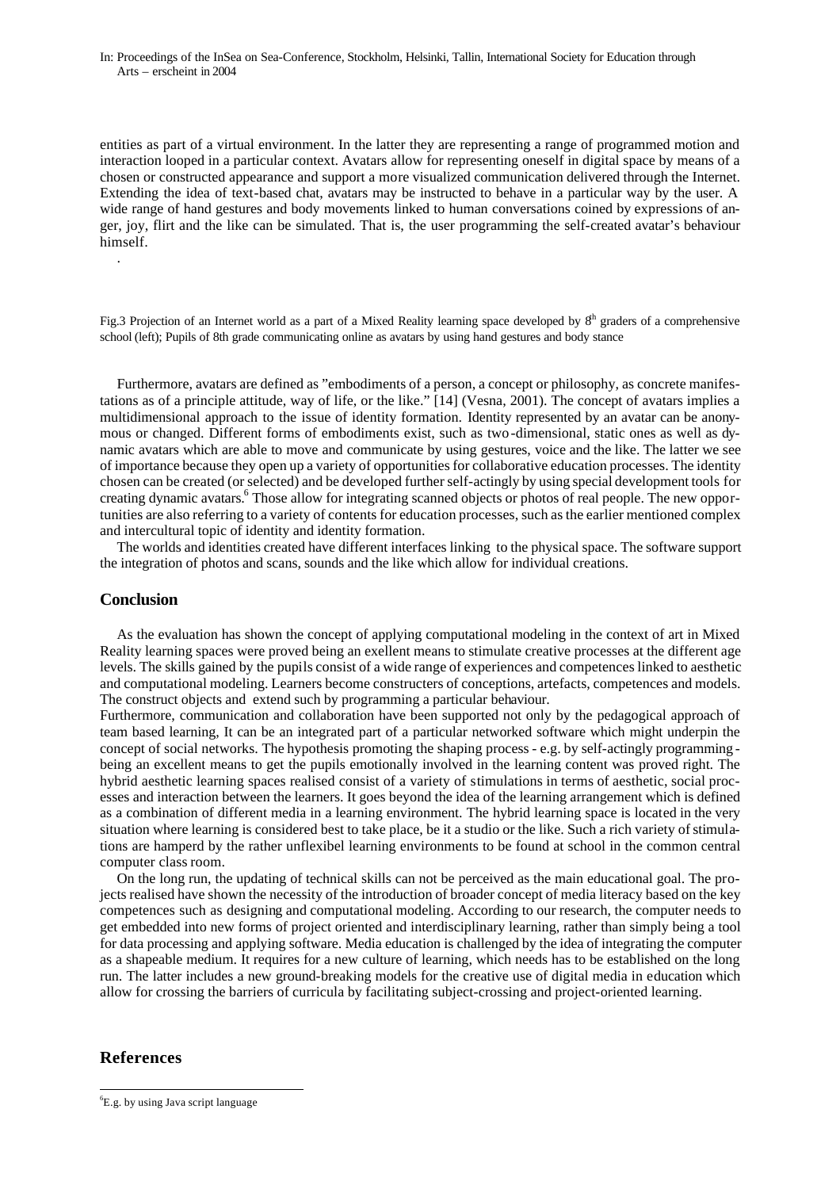entities as part of a virtual environment. In the latter they are representing a range of programmed motion and interaction looped in a particular context. Avatars allow for representing oneself in digital space by means of a chosen or constructed appearance and support a more visualized communication delivered through the Internet. Extending the idea of text-based chat, avatars may be instructed to behave in a particular way by the user. A wide range of hand gestures and body movements linked to human conversations coined by expressions of anger, joy, flirt and the like can be simulated. That is, the user programming the self-created avatar's behaviour himself.

.

Fig.3 Projection of an Internet world as a part of a Mixed Reality learning space developed by 8th graders of a comprehensive school (left); Pupils of 8th grade communicating online as avatars by using hand gestures and body stance

Furthermore, avatars are defined as "embodiments of a person, a concept or philosophy, as concrete manifestations as of a principle attitude, way of life, or the like." [14] (Vesna, 2001). The concept of avatars implies a multidimensional approach to the issue of identity formation. Identity represented by an avatar can be anonymous or changed. Different forms of embodiments exist, such as two-dimensional, static ones as well as dynamic avatars which are able to move and communicate by using gestures, voice and the like. The latter we see of importance because they open up a variety of opportunities for collaborative education processes. The identity chosen can be created (or selected) and be developed further self-actingly by using special development tools for creating dynamic avatars.[6] Those allow for integrating scanned objects or photos of real people. The new opportunities are also referring to a variety of contents for education processes, such as the earlier mentioned complex and intercultural topic of identity and identity formation.

The worlds and identities created have different interfaces linking to the physical space. The software support the integration of photos and scans, sounds and the like which allow for individual creations.

## Conclusion

As the evaluation has shown the concept of applying computational modeling in the context of art in Mixed Reality learning spaces were proved being an exellent means to stimulate creative processes at the different age levels. The skills gained by the pupils consist of a wide range of experiences and competences linked to aesthetic and computational modeling. Learners become constructers of conceptions, artefacts, competences and models. The construct objects and extend such by programming a particular behaviour.

Furthermore, communication and collaboration have been supported not only by the pedagogical approach of team based learning, It can be an integrated part of a particular networked software which might underpin the concept of social networks. The hypothesis promoting the shaping process - e.g. by self-actingly programming - being an excellent means to get the pupils emotionally involved in the learning content was proved right. The hybrid aesthetic learning spaces realised consist of a variety of stimulations in terms of aesthetic, social processes and interaction between the learners. It goes beyond the idea of the learning arrangement which is defined as a combination of different media in a learning environment. The hybrid learning space is located in the very situation where learning is considered best to take place, be it a studio or the like. Such a rich variety of stimulations are hamperd by the rather unflexibel learning environments to be found at school in the common central computer class room.

On the long run, the updating of technical skills can not be perceived as the main educational goal. The projects realised have shown the necessity of the introduction of broader concept of media literacy based on the key competences such as designing and computational modeling. According to our research, the computer needs to get embedded into new forms of project oriented and interdisciplinary learning, rather than simply being a tool for data processing and applying software. Media education is challenged by the idea of integrating the computer as a shapeable medium. It requires for a new culture of learning, which needs has to be established on the long run. The latter includes a new ground-breaking models for the creative use of digital media in education which allow for crossing the barriers of curricula by facilitating subject-crossing and project-oriented learning.

## References

[6] E.g. by using Java script language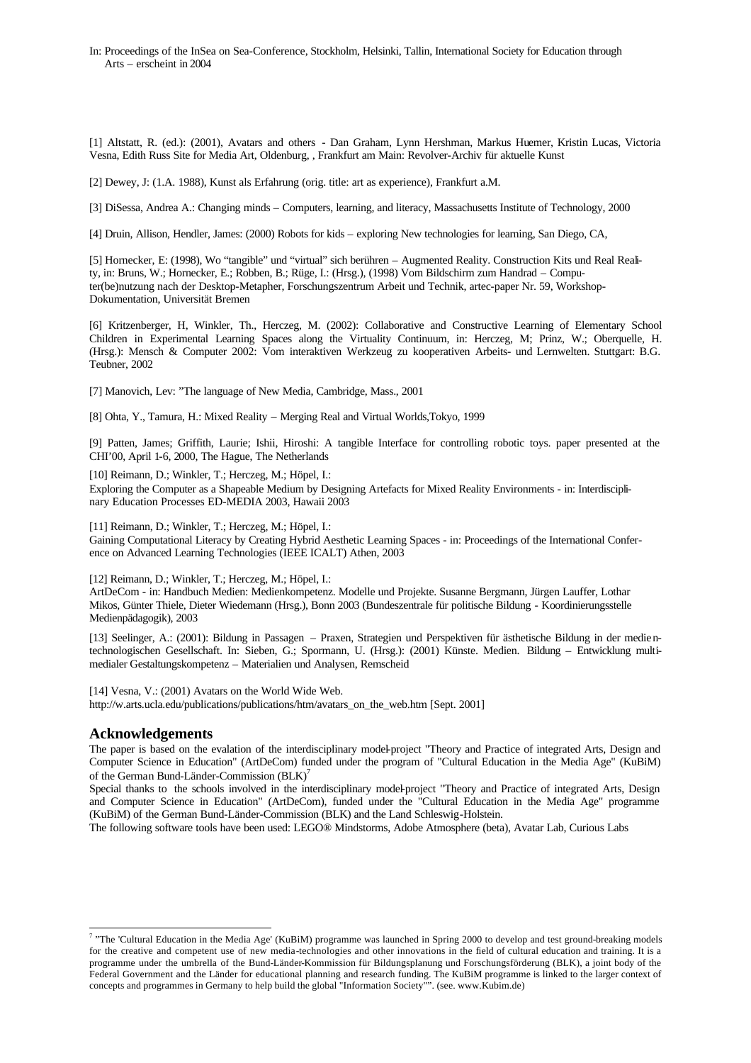In: Proceedings of the InSea on Sea-Conference, Stockholm, Helsinki, Tallin, International Society for Education through Arts – erscheint in 2004

[1] Altstatt, R. (ed.): (2001), Avatars and others - Dan Graham, Lynn Hershman, Markus Huemer, Kristin Lucas, Victoria Vesna, Edith Russ Site for Media Art, Oldenburg, , Frankfurt am Main: Revolver-Archiv für aktuelle Kunst

[2] Dewey, J: (1.A. 1988), Kunst als Erfahrung (orig. title: art as experience), Frankfurt a.M.

[3] DiSessa, Andrea A.: Changing minds – Computers, learning, and literacy, Massachusetts Institute of Technology, 2000

[4] Druin, Allison, Hendler, James: (2000) Robots for kids – exploring New technologies for learning, San Diego, CA,

[5] Hornecker, E: (1998), Wo "tangible" und "virtual" sich berühren – Augmented Reality. Construction Kits und Real Reality, in: Bruns, W.; Hornecker, E.; Robben, B.; Rüge, I.: (Hrsg.), (1998) Vom Bildschirm zum Handrad – Computer(be)nutzung nach der Desktop-Metapher, Forschungszentrum Arbeit und Technik, artec-paper Nr. 59, Workshop-Dokumentation, Universität Bremen

[6] Kritzenberger, H, Winkler, Th., Herczeg, M. (2002): Collaborative and Constructive Learning of Elementary School Children in Experimental Learning Spaces along the Virtuality Continuum, in: Herczeg, M; Prinz, W.; Oberquelle, H. (Hrsg.): Mensch & Computer 2002: Vom interaktiven Werkzeug zu kooperativen Arbeits- und Lernwelten. Stuttgart: B.G. Teubner, 2002

[7] Manovich, Lev: "The language of New Media, Cambridge, Mass., 2001

[8] Ohta, Y., Tamura, H.: Mixed Reality – Merging Real and Virtual Worlds,Tokyo, 1999

[9] Patten, James; Griffith, Laurie; Ishii, Hiroshi: A tangible Interface for controlling robotic toys. paper presented at the CHI'00, April 1-6, 2000, The Hague, The Netherlands

[10] Reimann, D.; Winkler, T.; Herczeg, M.; Höpel, I.:
Exploring the Computer as a Shapeable Medium by Designing Artefacts for Mixed Reality Environments - in: Interdisciplinary Education Processes ED-MEDIA 2003, Hawaii 2003

[11] Reimann, D.; Winkler, T.; Herczeg, M.; Höpel, I.:
Gaining Computational Literacy by Creating Hybrid Aesthetic Learning Spaces - in: Proceedings of the International Conference on Advanced Learning Technologies (IEEE ICALT) Athen, 2003

[12] Reimann, D.; Winkler, T.; Herczeg, M.; Höpel, I.:
ArtDeCom - in: Handbuch Medien: Medienkompetenz. Modelle und Projekte. Susanne Bergmann, Jürgen Lauffer, Lothar Mikos, Günter Thiele, Dieter Wiedemann (Hrsg.), Bonn 2003 (Bundeszentrale für politische Bildung - Koordinierungsstelle Medienpädagogik), 2003

[13] Seelinger, A.: (2001): Bildung in Passagen – Praxen, Strategien und Perspektiven für ästhetische Bildung in der medientechnologischen Gesellschaft. In: Sieben, G.; Spormann, U. (Hrsg.): (2001) Künste. Medien. Bildung – Entwicklung multimedialer Gestaltungskompetenz – Materialien und Analysen, Remscheid

[14] Vesna, V.: (2001) Avatars on the World Wide Web.
http://w.arts.ucla.edu/publications/publications/htm/avatars_on_the_web.htm [Sept. 2001]

## Acknowledgements

The paper is based on the evalation of the interdisciplinary model-project "Theory and Practice of integrated Arts, Design and Computer Science in Education" (ArtDeCom) funded under the program of "Cultural Education in the Media Age" (KuBiM) of the German Bund-Länder-Commission (BLK)[7]

Special thanks to the schools involved in the interdisciplinary model-project "Theory and Practice of integrated Arts, Design and Computer Science in Education" (ArtDeCom), funded under the "Cultural Education in the Media Age" programme (KuBiM) of the German Bund-Länder-Commission (BLK) and the Land Schleswig-Holstein.

The following software tools have been used: LEGO® Mindstorms, Adobe Atmosphere (beta), Avatar Lab, Curious Labs

---

[7] "The 'Cultural Education in the Media Age' (KuBiM) programme was launched in Spring 2000 to develop and test ground-breaking models for the creative and competent use of new media-technologies and other innovations in the field of cultural education and training. It is a programme under the umbrella of the Bund-Länder-Kommission für Bildungsplanung und Forschungsförderung (BLK), a joint body of the Federal Government and the Länder for educational planning and research funding. The KuBiM programme is linked to the larger context of concepts and programmes in Germany to help build the global "Information Society"". (see. www.Kubim.de)